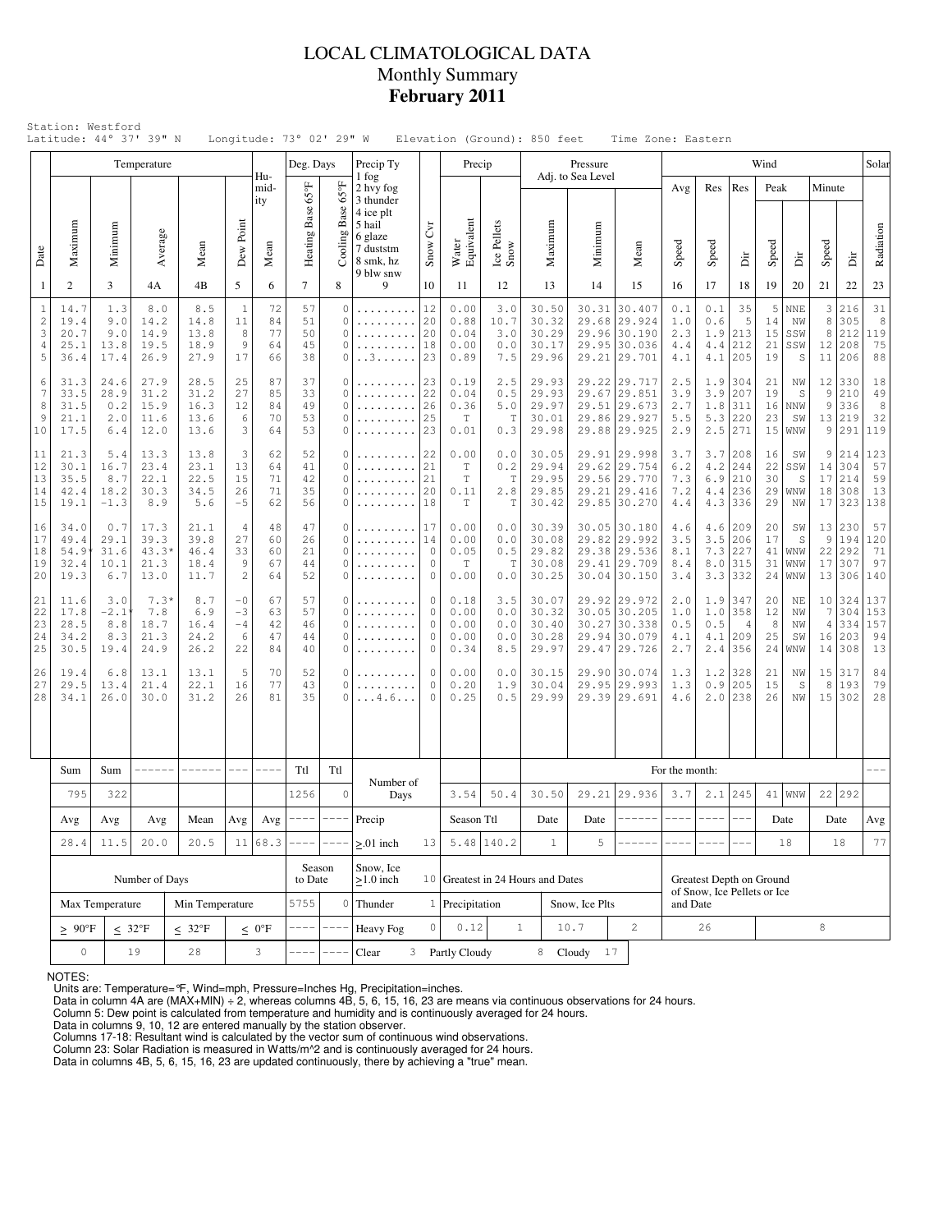# LOCAL CLIMATOLOGICAL DATA
## Monthly Summary
## **February 2011**

Station: Westford
Latitude: 44° 37' 39" N Longitude: 73° 02' 29" W Elevation (Ground): 850 feet Time Zone: Eastern

| Date | Temperature | | | | | Humidity | Deg. Days | | Precip Ty | | Precip | | Pressure Adj. to Sea Level | | | Wind | | | | | | | Solar |
|---|---|---|---|---|---|---|---|---|---|---|---|---|---|---|---|---|---|---|---|---|---|---|---|
| | Maximum | Minimum | Average | Mean | Dew Point | Mean | Heating Base 65°F | Cooling Base 65°F | 1 fog 2 hvy fog 3 thunder 4 ice plt 5 hail 6 glaze 7 duststm 8 smk, hz 9 blw snw | Snow Cvr | Water Equivalent | Ice Pellets Snow | Maximum | Minimum | Mean | Avg Speed | Res Speed | Res Dir | Peak Speed | Peak Dir | Minute Speed | Minute Dir | Radiation |
| 1 | 2 | 3 | 4A | 4B | 5 | 6 | 7 | 8 | 9 | 10 | 11 | 12 | 13 | 14 | 15 | 16 | 17 | 18 | 19 | 20 | 21 | 22 | 23 |
| 1 | 14.7 | 1.3 | 8.0 | 8.5 | 1 | 72 | 57 | 0 | ......... | 12 | 0.00 | 3.0 | 30.50 | 30.31 | 30.407 | 0.1 | 0.1 | 35 | 5 | NNE | 3 | 216 | 31 |
| 2 | 19.4 | 9.0 | 14.2 | 14.8 | 11 | 84 | 51 | 0 | ......... | 20 | 0.88 | 10.7 | 30.32 | 29.68 | 29.924 | 1.0 | 0.6 | 5 | 14 | NW | 8 | 305 | 8 |
| 3 | 20.7 | 9.0 | 14.9 | 13.8 | 8 | 77 | 50 | 0 | ......... | 20 | 0.04 | 3.0 | 30.29 | 29.96 | 30.190 | 2.3 | 1.9 | 213 | 15 | SSW | 8 | 212 | 119 |
| 4 | 25.1 | 13.8 | 19.5 | 18.9 | 9 | 64 | 45 | 0 | ......... | 18 | 0.00 | 0.0 | 30.17 | 29.95 | 30.036 | 4.4 | 4.4 | 212 | 21 | SSW | 12 | 208 | 75 |
| 5 | 36.4 | 17.4 | 26.9 | 27.9 | 17 | 66 | 38 | 0 | ..3...... | 23 | 0.89 | 7.5 | 29.96 | 29.21 | 29.701 | 4.1 | 4.1 | 205 | 19 | S | 11 | 206 | 88 |
| 6 | 31.3 | 24.6 | 27.9 | 28.5 | 25 | 87 | 37 | 0 | ......... | 23 | 0.19 | 2.5 | 29.93 | 29.22 | 29.717 | 2.5 | 1.9 | 304 | 21 | NW | 12 | 330 | 18 |
| 7 | 33.5 | 28.9 | 31.2 | 31.2 | 27 | 85 | 33 | 0 | ......... | 22 | 0.04 | 0.5 | 29.93 | 29.67 | 29.851 | 3.9 | 3.9 | 207 | 19 | S | 9 | 210 | 49 |
| 8 | 31.5 | 0.2 | 15.9 | 16.3 | 12 | 84 | 49 | 0 | ......... | 26 | 0.36 | 5.0 | 29.97 | 29.51 | 29.673 | 2.7 | 1.8 | 311 | 16 | NNW | 9 | 336 | 8 |
| 9 | 21.1 | 2.0 | 11.6 | 13.6 | 6 | 70 | 53 | 0 | ......... | 25 | T | T | 30.01 | 29.86 | 29.927 | 5.5 | 5.3 | 220 | 23 | SW | 13 | 219 | 32 |
| 10 | 17.5 | 6.4 | 12.0 | 13.6 | 3 | 64 | 53 | 0 | ......... | 23 | 0.01 | 0.3 | 29.98 | 29.88 | 29.925 | 2.9 | 2.5 | 271 | 15 | WNW | 9 | 291 | 119 |
| 11 | 21.3 | 5.4 | 13.3 | 13.8 | 3 | 62 | 52 | 0 | ......... | 22 | 0.00 | 0.0 | 30.05 | 29.91 | 29.998 | 3.7 | 3.7 | 208 | 16 | SW | 9 | 214 | 123 |
| 12 | 30.1 | 16.7 | 23.4 | 23.1 | 13 | 64 | 41 | 0 | ......... | 21 | T | 0.2 | 29.94 | 29.62 | 29.754 | 6.2 | 4.2 | 244 | 22 | SSW | 14 | 304 | 57 |
| 13 | 35.5 | 8.7 | 22.1 | 22.5 | 15 | 71 | 42 | 0 | ......... | 21 | T | T | 29.95 | 29.56 | 29.770 | 7.3 | 6.9 | 210 | 30 | S | 17 | 214 | 59 |
| 14 | 42.4 | 18.2 | 30.3 | 34.5 | 26 | 71 | 35 | 0 | ......... | 20 | 0.11 | 2.8 | 29.85 | 29.21 | 29.416 | 7.2 | 4.4 | 236 | 29 | WNW | 18 | 308 | 13 |
| 15 | 19.1 | -1.3 | 8.9 | 5.6 | -5 | 62 | 56 | 0 | ......... | 18 | T | T | 30.42 | 29.85 | 30.270 | 4.4 | 4.3 | 336 | 29 | NW | 17 | 323 | 138 |
| 16 | 34.0 | 0.7 | 17.3 | 21.1 | 4 | 48 | 47 | 0 | ......... | 17 | 0.00 | 0.0 | 30.39 | 30.05 | 30.180 | 4.6 | 4.6 | 209 | 20 | SW | 13 | 230 | 57 |
| 17 | 49.4 | 29.1 | 39.3 | 39.8 | 27 | 60 | 26 | 0 | ......... | 14 | 0.00 | 0.0 | 30.08 | 29.82 | 29.992 | 3.5 | 3.5 | 206 | 17 | S | 9 | 194 | 120 |
| 18 | 54.9* | 31.6 | 43.3* | 46.4 | 33 | 60 | 21 | 0 | ......... | 0 | 0.05 | 0.5 | 29.82 | 29.38 | 29.536 | 8.1 | 7.3 | 227 | 41 | WNW | 22 | 292 | 71 |
| 19 | 32.4 | 10.1 | 21.3 | 18.4 | 9 | 67 | 44 | 0 | ......... | 0 | T | T | 30.08 | 29.41 | 29.709 | 8.4 | 8.0 | 315 | 31 | WNW | 17 | 307 | 97 |
| 20 | 19.3 | 6.7 | 13.0 | 11.7 | 2 | 64 | 52 | 0 | ......... | 0 | 0.00 | 0.0 | 30.25 | 30.04 | 30.150 | 3.4 | 3.3 | 332 | 24 | WNW | 13 | 306 | 140 |
| 21 | 11.6 | 3.0 | 7.3* | 8.7 | -0 | 67 | 57 | 0 | ......... | 0 | 0.18 | 3.5 | 30.07 | 29.92 | 29.972 | 2.0 | 1.9 | 347 | 20 | NE | 10 | 324 | 137 |
| 22 | 17.8 | -2.1* | 7.8 | 6.9 | -3 | 63 | 57 | 0 | ......... | 0 | 0.00 | 0.0 | 30.32 | 30.05 | 30.205 | 1.0 | 1.0 | 358 | 12 | NW | 7 | 304 | 153 |
| 23 | 28.5 | 8.8 | 18.7 | 16.4 | -4 | 42 | 46 | 0 | ......... | 0 | 0.00 | 0.0 | 30.40 | 30.27 | 30.338 | 0.5 | 0.5 | 4 | 8 | NW | 4 | 334 | 157 |
| 24 | 34.2 | 8.3 | 21.3 | 24.2 | 6 | 47 | 44 | 0 | ......... | 0 | 0.00 | 0.0 | 30.28 | 29.94 | 30.079 | 4.1 | 4.1 | 209 | 25 | SW | 16 | 203 | 94 |
| 25 | 30.5 | 19.4 | 24.9 | 26.2 | 22 | 84 | 40 | 0 | ......... | 0 | 0.34 | 8.5 | 29.97 | 29.47 | 29.726 | 2.7 | 2.4 | 356 | 24 | WNW | 14 | 308 | 13 |
| 26 | 19.4 | 6.8 | 13.1 | 13.1 | 5 | 70 | 52 | 0 | ......... | 0 | 0.00 | 0.0 | 30.15 | 29.90 | 30.074 | 1.3 | 1.2 | 328 | 21 | NW | 15 | 317 | 84 |
| 27 | 29.5 | 13.4 | 21.4 | 22.1 | 16 | 77 | 43 | 0 | ......... | 0 | 0.20 | 1.9 | 30.04 | 29.95 | 29.993 | 1.3 | 0.9 | 205 | 15 | S | 8 | 193 | 79 |
| 28 | 34.1 | 26.0 | 30.0 | 31.2 | 26 | 81 | 35 | 0 | ...4.6... | 0 | 0.25 | 0.5 | 29.99 | 29.39 | 29.691 | 4.6 | 2.0 | 238 | 26 | NW | 15 | 302 | 28 |
| | Sum | Sum | ------ | ------ | --- | ---- | Ttl | Ttl | Number of Days | | | | For the month: | | | | | | | | | | --- |
| | 795 | 322 | | | | | 1256 | 0 | | | 3.54 | 50.4 | 30.50 | 29.21 | 29.936 | 3.7 | 2.1 | 245 | 41 | WNW | 22 | 292 | |
| | Avg | Avg | Avg | Mean | Avg | Avg | ---- | ---- | Precip | | Season Ttl | | Date | Date | ------ | ---- | ---- | --- | Date | | Date | | Avg |
| | 28.4 | 11.5 | 20.0 | 20.5 | 11 | 68.3 | ---- | ---- | ≥.01 inch | 13 | 5.48 | 140.2 | 1 | 5 | ------ | ---- | ---- | --- | 18 | | 18 | | 77 |

| Number of Days | | | | Season to Date | | Snow, Ice ≥1.0 inch | 10 | Greatest in 24 Hours and Dates | | | | Greatest Depth on Ground of Snow, Ice Pellets or Ice and Date | |
|---|---|---|---|---|---|---|---|---|---|---|---|---|---|
| Max Temperature | | Min Temperature | | 5755 | 0 | Thunder | 1 | Precipitation | | Snow, Ice Plts | | | |
| ≥ 90°F | ≤ 32°F | ≤ 32°F | ≤ 0°F | ---- | ---- | Heavy Fog | 0 | 0.12 | 1 | 10.7 | 2 | 26 | 8 |
| 0 | 19 | 28 | 3 | ---- | ---- | Clear 3 | | Partly Cloudy 8 | | Cloudy 17 | | | |

NOTES:
Units are: Temperature=°F, Wind=mph, Pressure=Inches Hg, Precipitation=inches.
Data in column 4A are (MAX+MIN) ÷ 2, whereas columns 4B, 5, 6, 15, 16, 23 are means via continuous observations for 24 hours.
Column 5: Dew point is calculated from temperature and humidity and is continuously averaged for 24 hours.
Data in columns 9, 10, 12 are entered manually by the station observer.
Columns 17-18: Resultant wind is calculated by the vector sum of continuous wind observations.
Column 23: Solar Radiation is measured in Watts/m^2 and is continuously averaged for 24 hours.
Data in columns 4B, 5, 6, 15, 16, 23 are updated continuously, there by achieving a "true" mean.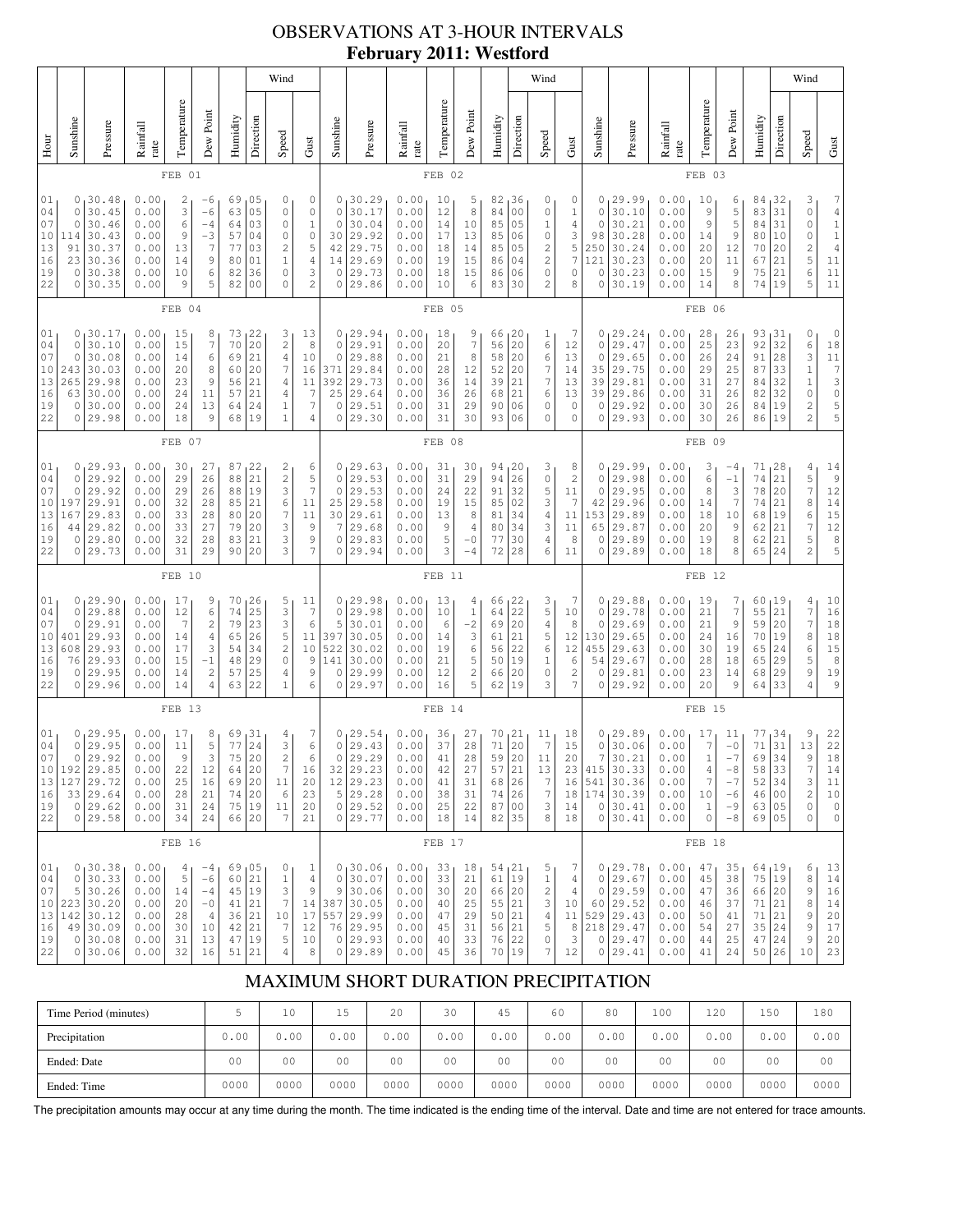# OBSERVATIONS AT 3-HOUR INTERVALS
## February 2011: Westford

| Hour | Sunshine | Pressure | Rainfall rate | Temperature | Dew Point | Humidity | Wind Direction | Wind Speed | Wind Gust | Sunshine | Pressure | Rainfall rate | Temperature | Dew Point | Humidity | Wind Direction | Wind Speed | Wind Gust | Sunshine | Pressure | Rainfall rate | Temperature | Dew Point | Humidity | Wind Direction | Wind Speed | Wind Gust |
|---|---|---|---|---|---|---|---|---|---|---|---|---|---|---|---|---|---|---|---|---|---|---|---|---|---|---|---|
| | FEB 01 | | | | | | | | | FEB 02 | | | | | | | | | FEB 03 | | | | | | | | |
| 01 | 0 | 30.48 | 0.00 | 2 | -6 | 69 | 05 | 0 | 0 | 0 | 30.29 | 0.00 | 10 | 5 | 82 | 36 | 0 | 0 | 0 | 29.99 | 0.00 | 10 | 6 | 84 | 32 | 3 | 7 |
| 04 | 0 | 30.45 | 0.00 | 3 | -6 | 63 | 05 | 0 | 0 | 0 | 30.17 | 0.00 | 12 | 8 | 84 | 00 | 0 | 1 | 0 | 30.10 | 0.00 | 9 | 5 | 83 | 31 | 0 | 4 |
| 07 | 0 | 30.46 | 0.00 | 6 | -4 | 64 | 03 | 0 | 1 | 0 | 30.04 | 0.00 | 14 | 10 | 85 | 05 | 1 | 4 | 0 | 30.21 | 0.00 | 9 | 5 | 84 | 31 | 0 | 1 |
| 10 | 114 | 30.43 | 0.00 | 9 | -3 | 57 | 04 | 0 | 0 | 30 | 29.92 | 0.00 | 17 | 13 | 85 | 06 | 0 | 3 | 98 | 30.28 | 0.00 | 14 | 9 | 80 | 10 | 0 | 1 |
| 13 | 91 | 30.37 | 0.00 | 13 | 7 | 77 | 03 | 2 | 5 | 42 | 29.75 | 0.00 | 18 | 14 | 85 | 05 | 2 | 5 | 250 | 30.24 | 0.00 | 20 | 12 | 70 | 20 | 2 | 4 |
| 16 | 23 | 30.36 | 0.00 | 14 | 9 | 80 | 01 | 1 | 4 | 14 | 29.69 | 0.00 | 19 | 15 | 86 | 04 | 2 | 7 | 121 | 30.23 | 0.00 | 20 | 11 | 67 | 21 | 5 | 11 |
| 19 | 0 | 30.38 | 0.00 | 10 | 6 | 82 | 36 | 0 | 3 | 0 | 29.73 | 0.00 | 18 | 15 | 86 | 06 | 0 | 0 | 0 | 30.23 | 0.00 | 15 | 9 | 75 | 21 | 6 | 11 |
| 22 | 0 | 30.35 | 0.00 | 9 | 5 | 82 | 00 | 0 | 2 | 0 | 29.86 | 0.00 | 10 | 6 | 83 | 30 | 2 | 8 | 0 | 30.19 | 0.00 | 14 | 8 | 74 | 19 | 5 | 11 |
| | FEB 04 | | | | | | | | | FEB 05 | | | | | | | | | FEB 06 | | | | | | | | |
| 01 | 0 | 30.17 | 0.00 | 15 | 8 | 73 | 22 | 3 | 13 | 0 | 29.94 | 0.00 | 18 | 9 | 66 | 20 | 1 | 7 | 0 | 29.24 | 0.00 | 28 | 26 | 93 | 31 | 0 | 0 |
| 04 | 0 | 30.10 | 0.00 | 15 | 7 | 70 | 20 | 2 | 8 | 0 | 29.91 | 0.00 | 20 | 7 | 56 | 20 | 6 | 12 | 0 | 29.47 | 0.00 | 25 | 23 | 92 | 32 | 6 | 18 |
| 07 | 0 | 30.08 | 0.00 | 14 | 6 | 69 | 21 | 4 | 10 | 0 | 29.88 | 0.00 | 21 | 8 | 58 | 20 | 6 | 13 | 0 | 29.65 | 0.00 | 26 | 24 | 91 | 28 | 3 | 11 |
| 10 | 243 | 30.03 | 0.00 | 20 | 8 | 60 | 20 | 7 | 16 | 371 | 29.84 | 0.00 | 28 | 12 | 52 | 20 | 7 | 14 | 35 | 29.75 | 0.00 | 29 | 25 | 87 | 33 | 1 | 7 |
| 13 | 265 | 29.98 | 0.00 | 23 | 9 | 56 | 21 | 4 | 11 | 392 | 29.73 | 0.00 | 36 | 14 | 39 | 21 | 7 | 15 | 39 | 29.81 | 0.00 | 31 | 27 | 84 | 32 | 1 | 3 |
| 16 | 63 | 30.00 | 0.00 | 24 | 11 | 57 | 21 | 4 | 7 | 25 | 29.64 | 0.00 | 36 | 26 | 68 | 21 | 6 | 13 | 39 | 29.86 | 0.00 | 31 | 26 | 82 | 32 | 0 | 0 |
| 19 | 0 | 30.00 | 0.00 | 24 | 13 | 64 | 24 | 1 | 7 | 0 | 29.51 | 0.00 | 31 | 29 | 90 | 06 | 0 | 0 | 0 | 29.92 | 0.00 | 30 | 26 | 84 | 19 | 2 | 5 |
| 22 | 0 | 29.98 | 0.00 | 18 | 9 | 68 | 19 | 1 | 4 | 0 | 29.30 | 0.00 | 31 | 30 | 93 | 06 | 0 | 0 | 0 | 29.93 | 0.00 | 30 | 26 | 86 | 19 | 2 | 5 |
| | FEB 07 | | | | | | | | | FEB 08 | | | | | | | | | FEB 09 | | | | | | | | |
| 01 | 0 | 29.93 | 0.00 | 30 | 27 | 87 | 22 | 2 | 6 | 0 | 29.63 | 0.00 | 31 | 30 | 94 | 20 | 3 | 8 | 0 | 29.99 | 0.00 | 3 | -4 | 71 | 28 | 4 | 14 |
| 04 | 0 | 29.92 | 0.00 | 29 | 26 | 88 | 21 | 2 | 5 | 0 | 29.53 | 0.00 | 31 | 29 | 94 | 26 | 0 | 2 | 0 | 29.98 | 0.00 | 6 | -1 | 74 | 21 | 5 | 9 |
| 07 | 0 | 29.92 | 0.00 | 29 | 26 | 88 | 19 | 3 | 7 | 0 | 29.53 | 0.00 | 24 | 22 | 91 | 32 | 5 | 11 | 0 | 29.95 | 0.00 | 8 | 3 | 78 | 20 | 7 | 12 |
| 10 | 197 | 29.91 | 0.00 | 32 | 28 | 85 | 21 | 6 | 11 | 25 | 29.58 | 0.00 | 19 | 15 | 85 | 02 | 3 | 7 | 42 | 29.96 | 0.00 | 14 | 7 | 74 | 21 | 8 | 14 |
| 13 | 167 | 29.83 | 0.00 | 33 | 28 | 80 | 20 | 7 | 11 | 30 | 29.61 | 0.00 | 13 | 8 | 81 | 34 | 4 | 11 | 153 | 29.89 | 0.00 | 18 | 10 | 68 | 19 | 6 | 15 |
| 16 | 44 | 29.82 | 0.00 | 33 | 27 | 79 | 20 | 3 | 9 | 7 | 29.68 | 0.00 | 9 | 4 | 80 | 34 | 3 | 11 | 65 | 29.87 | 0.00 | 20 | 9 | 62 | 21 | 7 | 12 |
| 19 | 0 | 29.80 | 0.00 | 32 | 28 | 83 | 21 | 3 | 9 | 0 | 29.83 | 0.00 | 5 | -0 | 77 | 30 | 4 | 8 | 0 | 29.89 | 0.00 | 19 | 8 | 62 | 21 | 5 | 8 |
| 22 | 0 | 29.73 | 0.00 | 31 | 29 | 90 | 20 | 3 | 7 | 0 | 29.94 | 0.00 | 3 | -4 | 72 | 28 | 6 | 11 | 0 | 29.89 | 0.00 | 18 | 8 | 65 | 24 | 2 | 5 |
| | FEB 10 | | | | | | | | | FEB 11 | | | | | | | | | FEB 12 | | | | | | | | |
| 01 | 0 | 29.90 | 0.00 | 17 | 9 | 70 | 26 | 5 | 11 | 0 | 29.98 | 0.00 | 13 | 4 | 66 | 22 | 3 | 7 | 0 | 29.88 | 0.00 | 19 | 7 | 60 | 19 | 4 | 10 |
| 04 | 0 | 29.88 | 0.00 | 12 | 6 | 74 | 25 | 3 | 7 | 0 | 29.98 | 0.00 | 10 | 1 | 64 | 22 | 5 | 10 | 0 | 29.78 | 0.00 | 21 | 7 | 55 | 21 | 7 | 16 |
| 07 | 0 | 29.91 | 0.00 | 7 | 2 | 79 | 23 | 3 | 6 | 5 | 30.01 | 0.00 | 6 | -2 | 69 | 20 | 4 | 8 | 0 | 29.69 | 0.00 | 21 | 9 | 59 | 20 | 7 | 18 |
| 10 | 401 | 29.93 | 0.00 | 14 | 4 | 65 | 26 | 5 | 11 | 397 | 30.05 | 0.00 | 14 | 3 | 61 | 21 | 5 | 12 | 130 | 29.65 | 0.00 | 24 | 16 | 70 | 19 | 8 | 18 |
| 13 | 608 | 29.93 | 0.00 | 17 | 3 | 54 | 34 | 2 | 10 | 522 | 30.02 | 0.00 | 19 | 6 | 56 | 22 | 6 | 12 | 455 | 29.63 | 0.00 | 30 | 19 | 65 | 24 | 6 | 15 |
| 16 | 76 | 29.93 | 0.00 | 15 | -1 | 48 | 29 | 0 | 9 | 141 | 30.00 | 0.00 | 21 | 5 | 50 | 19 | 1 | 6 | 54 | 29.67 | 0.00 | 28 | 18 | 65 | 29 | 5 | 8 |
| 19 | 0 | 29.95 | 0.00 | 14 | 2 | 57 | 25 | 4 | 9 | 0 | 29.99 | 0.00 | 12 | 2 | 66 | 20 | 0 | 2 | 0 | 29.81 | 0.00 | 23 | 14 | 68 | 29 | 9 | 19 |
| 22 | 0 | 29.96 | 0.00 | 14 | 4 | 63 | 22 | 1 | 6 | 0 | 29.97 | 0.00 | 16 | 5 | 62 | 19 | 3 | 7 | 0 | 29.92 | 0.00 | 20 | 9 | 64 | 33 | 4 | 9 |
| | FEB 13 | | | | | | | | | FEB 14 | | | | | | | | | FEB 15 | | | | | | | | |
| 01 | 0 | 29.95 | 0.00 | 17 | 8 | 69 | 31 | 4 | 7 | 0 | 29.54 | 0.00 | 36 | 27 | 70 | 21 | 11 | 18 | 0 | 29.89 | 0.00 | 17 | 11 | 77 | 34 | 9 | 22 |
| 04 | 0 | 29.95 | 0.00 | 11 | 5 | 77 | 24 | 3 | 6 | 0 | 29.43 | 0.00 | 37 | 28 | 71 | 20 | 7 | 15 | 0 | 30.06 | 0.00 | 7 | -0 | 71 | 31 | 13 | 22 |
| 07 | 0 | 29.92 | 0.00 | 9 | 3 | 75 | 20 | 2 | 6 | 0 | 29.29 | 0.00 | 41 | 28 | 59 | 20 | 11 | 20 | 7 | 30.21 | 0.00 | 1 | -7 | 69 | 34 | 9 | 18 |
| 10 | 192 | 29.85 | 0.00 | 22 | 12 | 64 | 20 | 7 | 16 | 32 | 29.23 | 0.00 | 42 | 27 | 57 | 21 | 13 | 23 | 415 | 30.33 | 0.00 | 4 | -8 | 58 | 33 | 7 | 14 |
| 13 | 127 | 29.72 | 0.00 | 25 | 16 | 69 | 20 | 11 | 20 | 12 | 29.23 | 0.00 | 41 | 31 | 68 | 26 | 7 | 16 | 541 | 30.36 | 0.00 | 7 | -7 | 52 | 34 | 3 | 11 |
| 16 | 33 | 29.64 | 0.00 | 28 | 21 | 74 | 20 | 6 | 23 | 5 | 29.28 | 0.00 | 38 | 31 | 74 | 26 | 7 | 18 | 174 | 30.39 | 0.00 | 10 | -6 | 46 | 00 | 2 | 10 |
| 19 | 0 | 29.62 | 0.00 | 31 | 24 | 75 | 19 | 11 | 20 | 0 | 29.52 | 0.00 | 25 | 22 | 87 | 00 | 3 | 14 | 0 | 30.41 | 0.00 | 1 | -9 | 63 | 05 | 0 | 0 |
| 22 | 0 | 29.58 | 0.00 | 34 | 24 | 66 | 20 | 7 | 21 | 0 | 29.77 | 0.00 | 18 | 14 | 82 | 35 | 8 | 18 | 0 | 30.41 | 0.00 | 0 | -8 | 69 | 05 | 0 | 0 |
| | FEB 16 | | | | | | | | | FEB 17 | | | | | | | | | FEB 18 | | | | | | | | |
| 01 | 0 | 30.38 | 0.00 | 4 | -4 | 69 | 05 | 0 | 1 | 0 | 30.06 | 0.00 | 33 | 18 | 54 | 21 | 5 | 7 | 0 | 29.78 | 0.00 | 47 | 35 | 64 | 19 | 6 | 13 |
| 04 | 0 | 30.33 | 0.00 | 5 | -6 | 60 | 21 | 1 | 4 | 0 | 30.07 | 0.00 | 33 | 21 | 61 | 19 | 1 | 4 | 0 | 29.67 | 0.00 | 45 | 38 | 75 | 19 | 8 | 14 |
| 07 | 5 | 30.26 | 0.00 | 14 | -4 | 45 | 19 | 3 | 9 | 9 | 30.06 | 0.00 | 30 | 20 | 66 | 20 | 2 | 4 | 0 | 29.59 | 0.00 | 47 | 36 | 66 | 20 | 9 | 16 |
| 10 | 223 | 30.20 | 0.00 | 20 | -4 | 41 | 21 | 7 | 14 | 387 | 30.05 | 0.00 | 40 | 25 | 55 | 21 | 3 | 10 | 60 | 29.52 | 0.00 | 46 | 37 | 71 | 21 | 6 | 14 |
| 13 | 142 | 30.12 | 0.00 | 28 | 4 | 36 | 21 | 10 | 17 | 557 | 29.99 | 0.00 | 47 | 29 | 50 | 21 | 4 | 11 | 529 | 29.43 | 0.00 | 50 | 41 | 71 | 21 | 8 | 20 |
| 16 | 49 | 30.09 | 0.00 | 30 | 10 | 42 | 21 | 7 | 12 | 76 | 29.95 | 0.00 | 45 | 31 | 56 | 21 | 5 | 8 | 218 | 29.47 | 0.00 | 54 | 27 | 35 | 24 | 9 | 17 |
| 19 | 0 | 30.08 | 0.00 | 31 | 13 | 47 | 19 | 5 | 10 | 0 | 29.93 | 0.00 | 40 | 33 | 76 | 22 | 0 | 3 | 0 | 29.47 | 0.00 | 44 | 25 | 47 | 24 | 9 | 20 |
| 22 | 0 | 30.06 | 0.00 | 32 | 16 | 51 | 21 | 4 | 8 | 0 | 29.89 | 0.00 | 45 | 36 | 70 | 19 | 7 | 12 | 0 | 29.41 | 0.00 | 41 | 24 | 50 | 26 | 10 | 23 |

## MAXIMUM SHORT DURATION PRECIPITATION

| Time Period (minutes) | 5 | 10 | 15 | 20 | 30 | 45 | 60 | 80 | 100 | 120 | 150 | 180 |
|---|---|---|---|---|---|---|---|---|---|---|---|---|
| Precipitation | 0.00 | 0.00 | 0.00 | 0.00 | 0.00 | 0.00 | 0.00 | 0.00 | 0.00 | 0.00 | 0.00 | 0.00 |
| Ended: Date | 00 | 00 | 00 | 00 | 00 | 00 | 00 | 00 | 00 | 00 | 00 | 00 |
| Ended: Time | 0000 | 0000 | 0000 | 0000 | 0000 | 0000 | 0000 | 0000 | 0000 | 0000 | 0000 | 0000 |

The precipitation amounts may occur at any time during the month. The time indicated is the ending time of the interval. Date and time are not entered for trace amounts.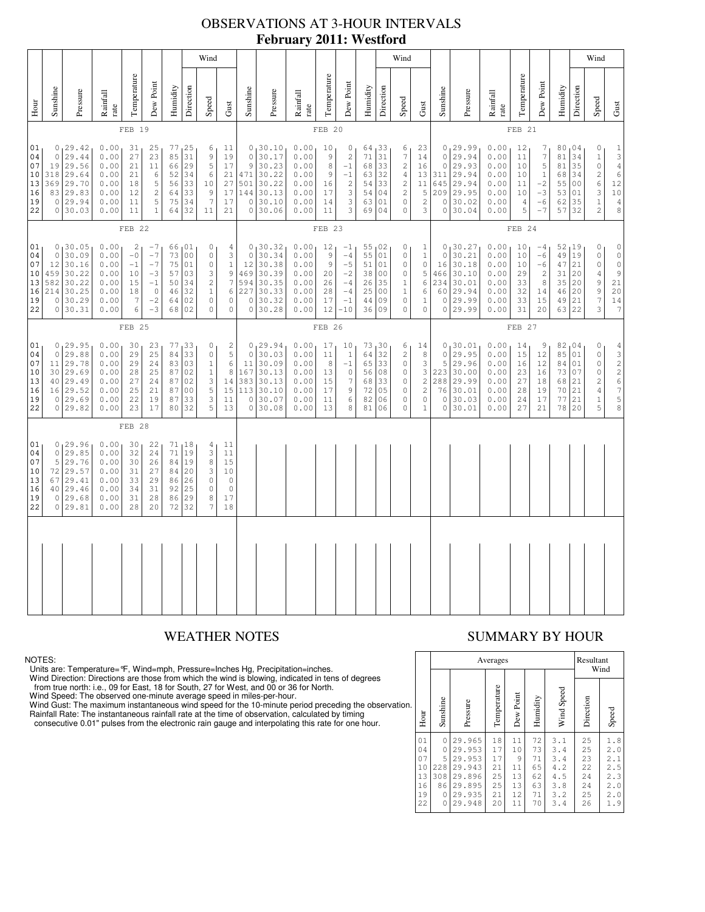# OBSERVATIONS AT 3-HOUR INTERVALS
## February 2011: Westford

### FEB 19

| Hour | Sunshine | Pressure | Rainfall rate | Temperature | Dew Point | Humidity | Wind Direction | Wind Speed | Wind Gust |
|---|---|---|---|---|---|---|---|---|---|
| 01 | 0 | 29.42 | 0.00 | 31 | 25 | 77 | 25 | 6 | 11 |
| 04 | 0 | 29.44 | 0.00 | 27 | 23 | 85 | 31 | 9 | 19 |
| 07 | 19 | 29.56 | 0.00 | 21 | 11 | 66 | 29 | 5 | 17 |
| 10 | 318 | 29.64 | 0.00 | 21 | 6 | 52 | 34 | 6 | 21 |
| 13 | 369 | 29.70 | 0.00 | 18 | 5 | 56 | 33 | 10 | 27 |
| 16 | 83 | 29.83 | 0.00 | 12 | 2 | 64 | 33 | 9 | 17 |
| 19 | 0 | 29.94 | 0.00 | 11 | 5 | 75 | 34 | 7 | 17 |
| 22 | 0 | 30.03 | 0.00 | 11 | 1 | 64 | 32 | 11 | 21 |

### FEB 20

| Hour | Sunshine | Pressure | Rainfall rate | Temperature | Dew Point | Humidity | Wind Direction | Wind Speed | Wind Gust |
|---|---|---|---|---|---|---|---|---|---|
| 01 | 0 | 30.10 | 0.00 | 10 | 0 | 64 | 33 | 6 | 23 |
| 04 | 0 | 30.17 | 0.00 | 9 | 2 | 71 | 31 | 7 | 14 |
| 07 | 9 | 30.23 | 0.00 | 8 | -1 | 68 | 33 | 2 | 16 |
| 10 | 471 | 30.22 | 0.00 | 9 | -1 | 63 | 32 | 4 | 13 |
| 13 | 501 | 30.22 | 0.00 | 16 | 2 | 54 | 33 | 2 | 11 |
| 16 | 144 | 30.13 | 0.00 | 17 | 3 | 54 | 04 | 2 | 5 |
| 19 | 0 | 30.10 | 0.00 | 14 | 3 | 63 | 01 | 0 | 2 |
| 22 | 0 | 30.06 | 0.00 | 11 | 3 | 69 | 04 | 0 | 3 |

### FEB 21

| Hour | Sunshine | Pressure | Rainfall rate | Temperature | Dew Point | Humidity | Wind Direction | Wind Speed | Wind Gust |
|---|---|---|---|---|---|---|---|---|---|
| 01 | 0 | 29.99 | 0.00 | 12 | 7 | 80 | 04 | 0 | 1 |
| 04 | 0 | 29.94 | 0.00 | 11 | 7 | 81 | 34 | 1 | 3 |
| 07 | 0 | 29.93 | 0.00 | 10 | 5 | 81 | 35 | 0 | 4 |
| 10 | 311 | 29.94 | 0.00 | 10 | 1 | 68 | 34 | 2 | 6 |
| 13 | 645 | 29.94 | 0.00 | 11 | -2 | 55 | 00 | 6 | 12 |
| 16 | 209 | 29.95 | 0.00 | 10 | -3 | 53 | 01 | 3 | 10 |
| 19 | 0 | 30.02 | 0.00 | 4 | -6 | 62 | 35 | 1 | 4 |
| 22 | 0 | 30.04 | 0.00 | 5 | -7 | 57 | 32 | 2 | 8 |

### FEB 22

| Hour | Sunshine | Pressure | Rainfall rate | Temperature | Dew Point | Humidity | Wind Direction | Wind Speed | Wind Gust |
|---|---|---|---|---|---|---|---|---|---|
| 01 | 0 | 30.05 | 0.00 | 2 | -7 | 66 | 01 | 0 | 4 |
| 04 | 0 | 30.09 | 0.00 | -0 | -7 | 73 | 00 | 0 | 3 |
| 07 | 12 | 30.16 | 0.00 | -1 | -7 | 75 | 01 | 0 | 1 |
| 10 | 459 | 30.22 | 0.00 | 10 | -3 | 57 | 03 | 3 | 9 |
| 13 | 582 | 30.22 | 0.00 | 15 | -1 | 50 | 34 | 2 | 7 |
| 16 | 214 | 30.25 | 0.00 | 18 | 0 | 46 | 32 | 1 | 6 |
| 19 | 0 | 30.29 | 0.00 | 7 | -2 | 64 | 02 | 0 | 0 |
| 22 | 0 | 30.31 | 0.00 | 6 | -3 | 68 | 02 | 0 | 0 |

### FEB 23

| Hour | Sunshine | Pressure | Rainfall rate | Temperature | Dew Point | Humidity | Wind Direction | Wind Speed | Wind Gust |
|---|---|---|---|---|---|---|---|---|---|
| 01 | 0 | 30.32 | 0.00 | 12 | -1 | 55 | 02 | 0 | 1 |
| 04 | 0 | 30.34 | 0.00 | 9 | -4 | 55 | 01 | 0 | 1 |
| 07 | 12 | 30.38 | 0.00 | 9 | -5 | 51 | 01 | 0 | 0 |
| 10 | 469 | 30.39 | 0.00 | 20 | -2 | 38 | 00 | 0 | 5 |
| 13 | 594 | 30.35 | 0.00 | 26 | -4 | 26 | 35 | 1 | 6 |
| 16 | 227 | 30.33 | 0.00 | 28 | -4 | 25 | 00 | 1 | 6 |
| 19 | 0 | 30.32 | 0.00 | 17 | -1 | 44 | 09 | 0 | 1 |
| 22 | 0 | 30.28 | 0.00 | 12 | -10 | 36 | 09 | 0 | 0 |

### FEB 24

| Hour | Sunshine | Pressure | Rainfall rate | Temperature | Dew Point | Humidity | Wind Direction | Wind Speed | Wind Gust |
|---|---|---|---|---|---|---|---|---|---|
| 01 | 0 | 30.27 | 0.00 | 10 | -4 | 52 | 19 | 0 | 0 |
| 04 | 0 | 30.21 | 0.00 | 10 | -6 | 49 | 19 | 0 | 0 |
| 07 | 16 | 30.18 | 0.00 | 10 | -6 | 47 | 21 | 0 | 0 |
| 10 | 466 | 30.10 | 0.00 | 29 | 2 | 31 | 20 | 4 | 9 |
| 13 | 234 | 30.01 | 0.00 | 33 | 8 | 35 | 20 | 9 | 21 |
| 16 | 60 | 29.94 | 0.00 | 32 | 14 | 46 | 20 | 9 | 20 |
| 19 | 0 | 29.99 | 0.00 | 33 | 15 | 49 | 21 | 7 | 14 |
| 22 | 0 | 29.99 | 0.00 | 31 | 20 | 63 | 22 | 3 | 7 |

### FEB 25

| Hour | Sunshine | Pressure | Rainfall rate | Temperature | Dew Point | Humidity | Wind Direction | Wind Speed | Wind Gust |
|---|---|---|---|---|---|---|---|---|---|
| 01 | 0 | 29.95 | 0.00 | 30 | 23 | 77 | 33 | 0 | 2 |
| 04 | 0 | 29.88 | 0.00 | 29 | 25 | 84 | 33 | 0 | 5 |
| 07 | 11 | 29.78 | 0.00 | 29 | 24 | 83 | 03 | 1 | 6 |
| 10 | 30 | 29.69 | 0.00 | 28 | 25 | 87 | 02 | 1 | 8 |
| 13 | 40 | 29.49 | 0.00 | 27 | 24 | 87 | 02 | 3 | 14 |
| 16 | 16 | 29.52 | 0.00 | 25 | 21 | 87 | 00 | 5 | 15 |
| 19 | 0 | 29.69 | 0.00 | 22 | 19 | 87 | 33 | 3 | 11 |
| 22 | 0 | 29.82 | 0.00 | 23 | 17 | 80 | 32 | 5 | 13 |

### FEB 26

| Hour | Sunshine | Pressure | Rainfall rate | Temperature | Dew Point | Humidity | Wind Direction | Wind Speed | Wind Gust |
|---|---|---|---|---|---|---|---|---|---|
| 01 | 0 | 29.94 | 0.00 | 17 | 10 | 73 | 30 | 6 | 14 |
| 04 | 0 | 30.03 | 0.00 | 11 | 1 | 64 | 32 | 2 | 8 |
| 07 | 11 | 30.09 | 0.00 | 8 | -1 | 65 | 33 | 0 | 3 |
| 10 | 167 | 30.13 | 0.00 | 13 | 0 | 56 | 08 | 0 | 3 |
| 13 | 383 | 30.13 | 0.00 | 15 | 7 | 68 | 33 | 0 | 2 |
| 16 | 113 | 30.10 | 0.00 | 17 | 9 | 72 | 05 | 0 | 2 |
| 19 | 0 | 30.07 | 0.00 | 11 | 6 | 82 | 06 | 0 | 0 |
| 22 | 0 | 30.08 | 0.00 | 13 | 8 | 81 | 06 | 0 | 1 |

### FEB 27

| Hour | Sunshine | Pressure | Rainfall rate | Temperature | Dew Point | Humidity | Wind Direction | Wind Speed | Wind Gust |
|---|---|---|---|---|---|---|---|---|---|
| 01 | 0 | 30.01 | 0.00 | 14 | 9 | 82 | 04 | 0 | 4 |
| 04 | 0 | 29.95 | 0.00 | 15 | 12 | 85 | 01 | 0 | 3 |
| 07 | 5 | 29.96 | 0.00 | 16 | 12 | 84 | 01 | 0 | 2 |
| 10 | 223 | 30.00 | 0.00 | 23 | 16 | 73 | 07 | 0 | 2 |
| 13 | 288 | 29.99 | 0.00 | 27 | 18 | 68 | 21 | 2 | 6 |
| 16 | 76 | 30.01 | 0.00 | 28 | 19 | 70 | 21 | 4 | 7 |
| 19 | 0 | 30.03 | 0.00 | 24 | 17 | 77 | 21 | 1 | 5 |
| 22 | 0 | 30.01 | 0.00 | 27 | 21 | 78 | 20 | 5 | 8 |

### FEB 28

| Hour | Sunshine | Pressure | Rainfall rate | Temperature | Dew Point | Humidity | Wind Direction | Wind Speed | Wind Gust |
|---|---|---|---|---|---|---|---|---|---|
| 01 | 0 | 29.96 | 0.00 | 30 | 22 | 71 | 18 | 4 | 11 |
| 04 | 0 | 29.85 | 0.00 | 32 | 24 | 71 | 19 | 3 | 11 |
| 07 | 5 | 29.76 | 0.00 | 30 | 26 | 84 | 19 | 8 | 15 |
| 10 | 72 | 29.57 | 0.00 | 31 | 27 | 84 | 20 | 3 | 10 |
| 13 | 67 | 29.41 | 0.00 | 33 | 29 | 86 | 26 | 0 | 0 |
| 16 | 40 | 29.46 | 0.00 | 34 | 31 | 92 | 25 | 0 | 0 |
| 19 | 0 | 29.68 | 0.00 | 31 | 28 | 86 | 29 | 8 | 17 |
| 22 | 0 | 29.81 | 0.00 | 28 | 20 | 72 | 32 | 7 | 18 |

## WEATHER NOTES

NOTES:
Units are: Temperature=°F, Wind=mph, Pressure=Inches Hg, Precipitation=inches.
Wind Direction: Directions are those from which the wind is blowing, indicated in tens of degrees from true north: i.e., 09 for East, 18 for South, 27 for West, and 00 or 36 for North.
Wind Speed: The observed one-minute average speed in miles-per-hour.
Wind Gust: The maximum instantaneous wind speed for the 10-minute period preceding the observation.
Rainfall Rate: The instantaneous rainfall rate at the time of observation, calculated by timing consecutive 0.01" pulses from the electronic rain gauge and interpolating this rate for one hour.

## SUMMARY BY HOUR

| Hour | Averages | | | | | | Resultant Wind | |
|---|---|---|---|---|---|---|---|---|
| | Sunshine | Pressure | Temperature | Dew Point | Humidity | Wind Speed | Direction | Speed |
| 01 | 0 | 29.965 | 18 | 11 | 72 | 3.1 | 25 | 1.8 |
| 04 | 0 | 29.953 | 17 | 10 | 73 | 3.4 | 25 | 2.0 |
| 07 | 5 | 29.953 | 17 | 9 | 71 | 3.4 | 23 | 2.1 |
| 10 | 228 | 29.943 | 21 | 11 | 65 | 4.2 | 22 | 2.5 |
| 13 | 308 | 29.896 | 25 | 13 | 62 | 4.5 | 24 | 2.3 |
| 16 | 86 | 29.895 | 25 | 13 | 63 | 3.8 | 24 | 2.0 |
| 19 | 0 | 29.935 | 21 | 12 | 71 | 3.2 | 25 | 2.0 |
| 22 | 0 | 29.948 | 20 | 11 | 70 | 3.4 | 26 | 1.9 |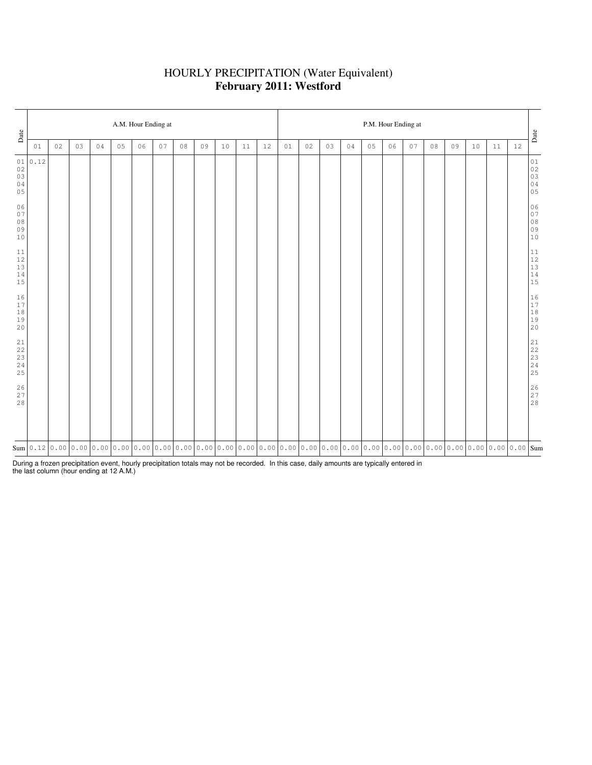# HOURLY PRECIPITATION (Water Equivalent)

## **February 2011: Westford**

| Date | A.M. Hour Ending at | | | | | | | | | | | | P.M. Hour Ending at | | | | | | | | | | | | Date |
|---|---|---|---|---|---|---|---|---|---|---|---|---|---|---|---|---|---|---|---|---|---|---|---|---|---|
| | 01 | 02 | 03 | 04 | 05 | 06 | 07 | 08 | 09 | 10 | 11 | 12 | 01 | 02 | 03 | 04 | 05 | 06 | 07 | 08 | 09 | 10 | 11 | 12 | |
| 01 | 0.12 | | | | | | | | | | | | | | | | | | | | | | | | 01 |
| 02 | | | | | | | | | | | | | | | | | | | | | | | | | 02 |
| 03 | | | | | | | | | | | | | | | | | | | | | | | | | 03 |
| 04 | | | | | | | | | | | | | | | | | | | | | | | | | 04 |
| 05 | | | | | | | | | | | | | | | | | | | | | | | | | 05 |
| 06 | | | | | | | | | | | | | | | | | | | | | | | | | 06 |
| 07 | | | | | | | | | | | | | | | | | | | | | | | | | 07 |
| 08 | | | | | | | | | | | | | | | | | | | | | | | | | 08 |
| 09 | | | | | | | | | | | | | | | | | | | | | | | | | 09 |
| 10 | | | | | | | | | | | | | | | | | | | | | | | | | 10 |
| 11 | | | | | | | | | | | | | | | | | | | | | | | | | 11 |
| 12 | | | | | | | | | | | | | | | | | | | | | | | | | 12 |
| 13 | | | | | | | | | | | | | | | | | | | | | | | | | 13 |
| 14 | | | | | | | | | | | | | | | | | | | | | | | | | 14 |
| 15 | | | | | | | | | | | | | | | | | | | | | | | | | 15 |
| 16 | | | | | | | | | | | | | | | | | | | | | | | | | 16 |
| 17 | | | | | | | | | | | | | | | | | | | | | | | | | 17 |
| 18 | | | | | | | | | | | | | | | | | | | | | | | | | 18 |
| 19 | | | | | | | | | | | | | | | | | | | | | | | | | 19 |
| 20 | | | | | | | | | | | | | | | | | | | | | | | | | 20 |
| 21 | | | | | | | | | | | | | | | | | | | | | | | | | 21 |
| 22 | | | | | | | | | | | | | | | | | | | | | | | | | 22 |
| 23 | | | | | | | | | | | | | | | | | | | | | | | | | 23 |
| 24 | | | | | | | | | | | | | | | | | | | | | | | | | 24 |
| 25 | | | | | | | | | | | | | | | | | | | | | | | | | 25 |
| 26 | | | | | | | | | | | | | | | | | | | | | | | | | 26 |
| 27 | | | | | | | | | | | | | | | | | | | | | | | | | 27 |
| 28 | | | | | | | | | | | | | | | | | | | | | | | | | 28 |
| Sum | 0.12 | 0.00 | 0.00 | 0.00 | 0.00 | 0.00 | 0.00 | 0.00 | 0.00 | 0.00 | 0.00 | 0.00 | 0.00 | 0.00 | 0.00 | 0.00 | 0.00 | 0.00 | 0.00 | 0.00 | 0.00 | 0.00 | 0.00 | 0.00 | Sum |

During a frozen precipitation event, hourly precipitation totals may not be recorded. In this case, daily amounts are typically entered in the last column (hour ending at 12 A.M.)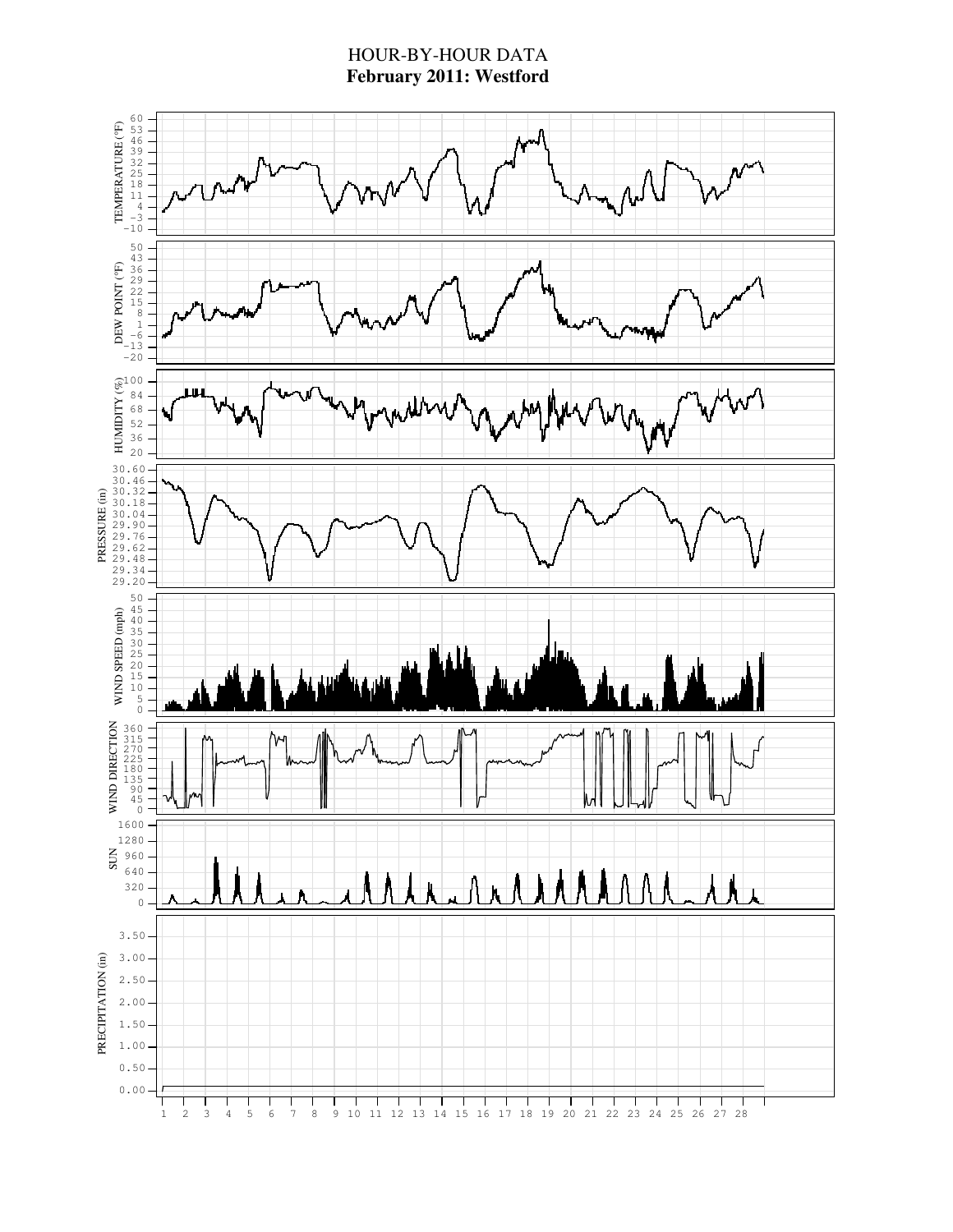# HOUR-BY-HOUR DATA

## February 2011: Westford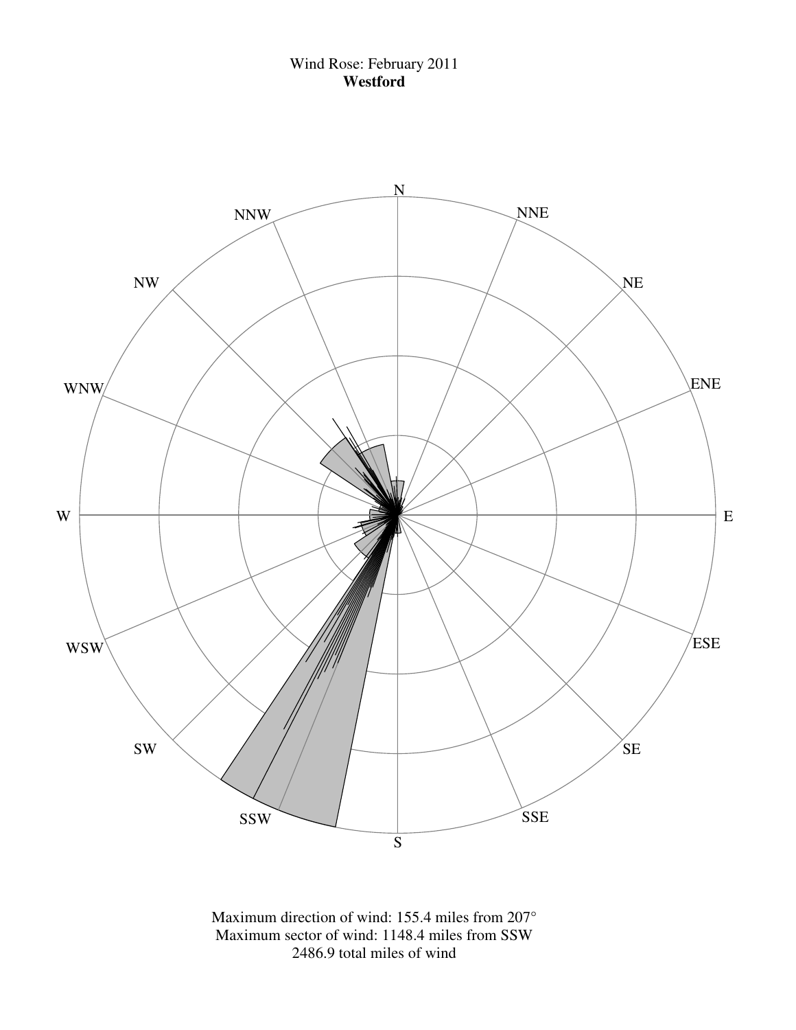Wind Rose: February 2011

**Westford**

N

NNE

NE

ENE

E

ESE

SE

SSE

S

SSW

SW

WSW

W

WNW

NW

NNW

Maximum direction of wind: 155.4 miles from 207°

Maximum sector of wind: 1148.4 miles from SSW

2486.9 total miles of wind